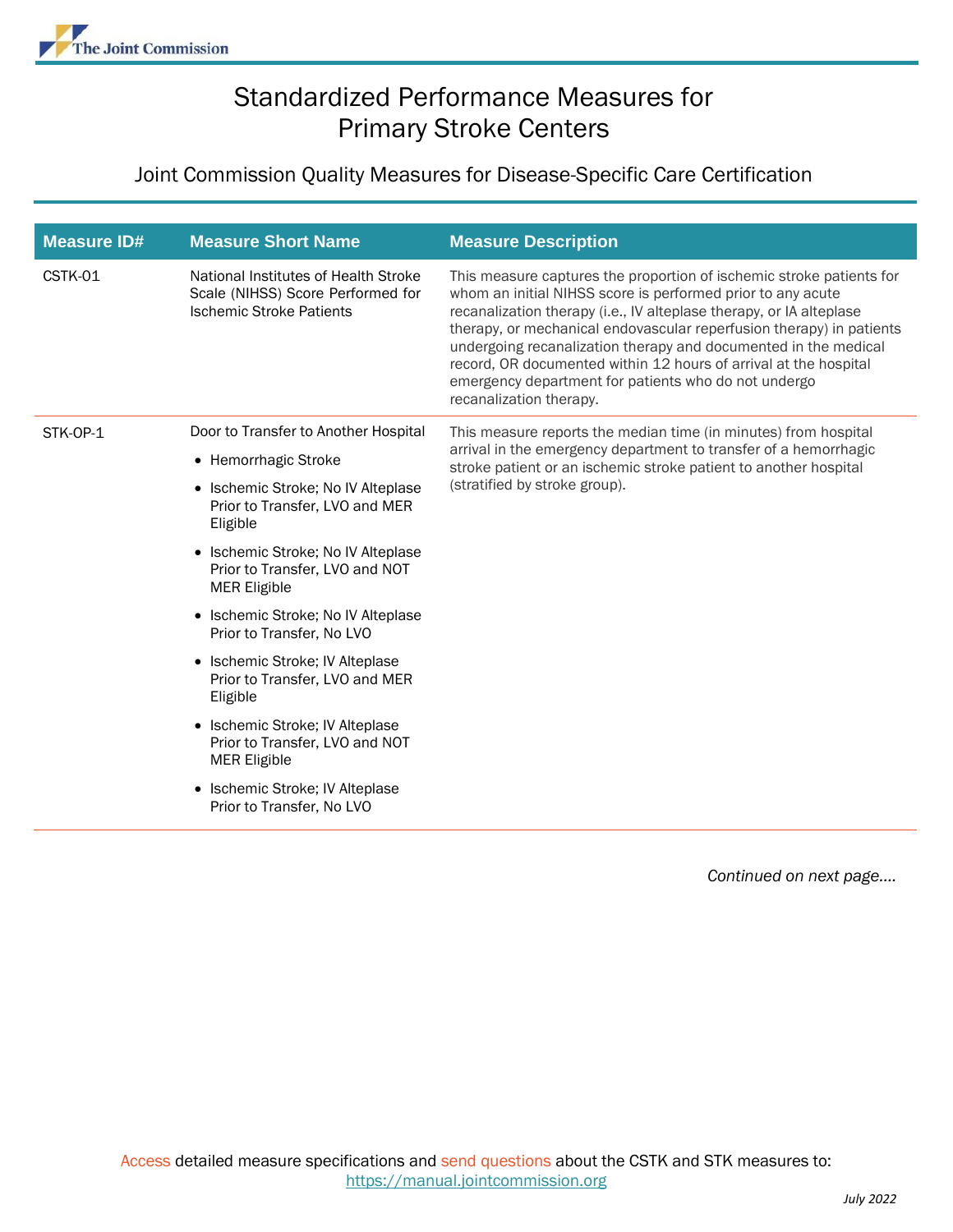# Standardized Performance Measures for Primary Stroke Centers

## Joint Commission Quality Measures for Disease-Specific Care Certification

| Measure ID# | Measure Short Name | Measure Description |
|---|---|---|
| CSTK-01 | National Institutes of Health Stroke Scale (NIHSS) Score Performed for Ischemic Stroke Patients | This measure captures the proportion of ischemic stroke patients for whom an initial NIHSS score is performed prior to any acute recanalization therapy (i.e., IV alteplase therapy, or IA alteplase therapy, or mechanical endovascular reperfusion therapy) in patients undergoing recanalization therapy and documented in the medical record, OR documented within 12 hours of arrival at the hospital emergency department for patients who do not undergo recanalization therapy. |
| STK-OP-1 | Door to Transfer to Another Hospital<br>• Hemorrhagic Stroke<br>• Ischemic Stroke; No IV Alteplase Prior to Transfer, LVO and MER Eligible<br>• Ischemic Stroke; No IV Alteplase Prior to Transfer, LVO and NOT MER Eligible<br>• Ischemic Stroke; No IV Alteplase Prior to Transfer, No LVO<br>• Ischemic Stroke; IV Alteplase Prior to Transfer, LVO and MER Eligible<br>• Ischemic Stroke; IV Alteplase Prior to Transfer, LVO and NOT MER Eligible<br>• Ischemic Stroke; IV Alteplase Prior to Transfer, No LVO | This measure reports the median time (in minutes) from hospital arrival in the emergency department to transfer of a hemorrhagic stroke patient or an ischemic stroke patient to another hospital (stratified by stroke group). |

*Continued on next page....*

Access detailed measure specifications and send questions about the CSTK and STK measures to: https://manual.jointcommission.org

*July 2022*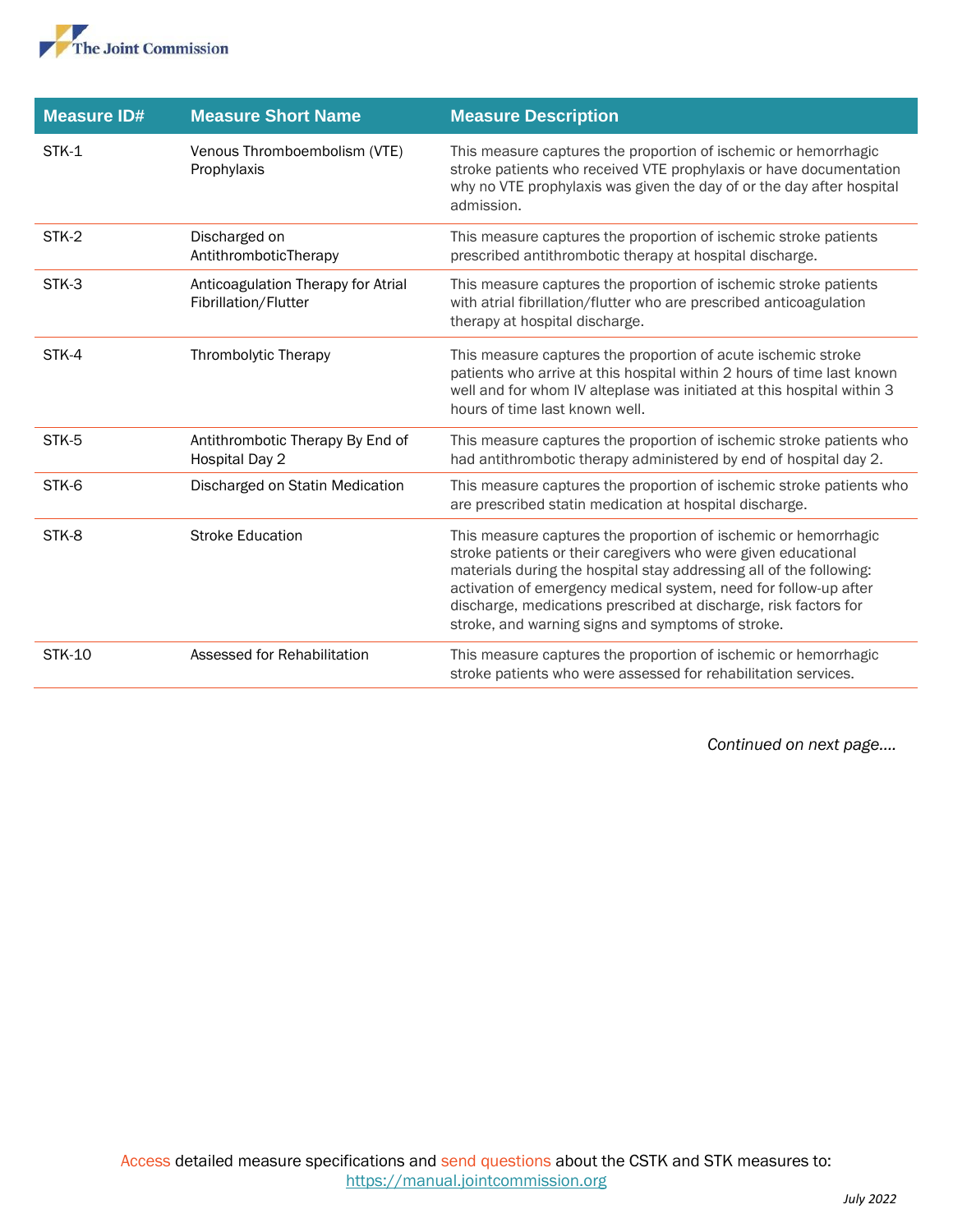| Measure ID# | Measure Short Name | Measure Description |
|---|---|---|
| STK-1 | Venous Thromboembolism (VTE) Prophylaxis | This measure captures the proportion of ischemic or hemorrhagic stroke patients who received VTE prophylaxis or have documentation why no VTE prophylaxis was given the day of or the day after hospital admission. |
| STK-2 | Discharged on AntithromboticTherapy | This measure captures the proportion of ischemic stroke patients prescribed antithrombotic therapy at hospital discharge. |
| STK-3 | Anticoagulation Therapy for Atrial Fibrillation/Flutter | This measure captures the proportion of ischemic stroke patients with atrial fibrillation/flutter who are prescribed anticoagulation therapy at hospital discharge. |
| STK-4 | Thrombolytic Therapy | This measure captures the proportion of acute ischemic stroke patients who arrive at this hospital within 2 hours of time last known well and for whom IV alteplase was initiated at this hospital within 3 hours of time last known well. |
| STK-5 | Antithrombotic Therapy By End of Hospital Day 2 | This measure captures the proportion of ischemic stroke patients who had antithrombotic therapy administered by end of hospital day 2. |
| STK-6 | Discharged on Statin Medication | This measure captures the proportion of ischemic stroke patients who are prescribed statin medication at hospital discharge. |
| STK-8 | Stroke Education | This measure captures the proportion of ischemic or hemorrhagic stroke patients or their caregivers who were given educational materials during the hospital stay addressing all of the following: activation of emergency medical system, need for follow-up after discharge, medications prescribed at discharge, risk factors for stroke, and warning signs and symptoms of stroke. |
| STK-10 | Assessed for Rehabilitation | This measure captures the proportion of ischemic or hemorrhagic stroke patients who were assessed for rehabilitation services. |

*Continued on next page....*

Access detailed measure specifications and send questions about the CSTK and STK measures to: https://manual.jointcommission.org

*July 2022*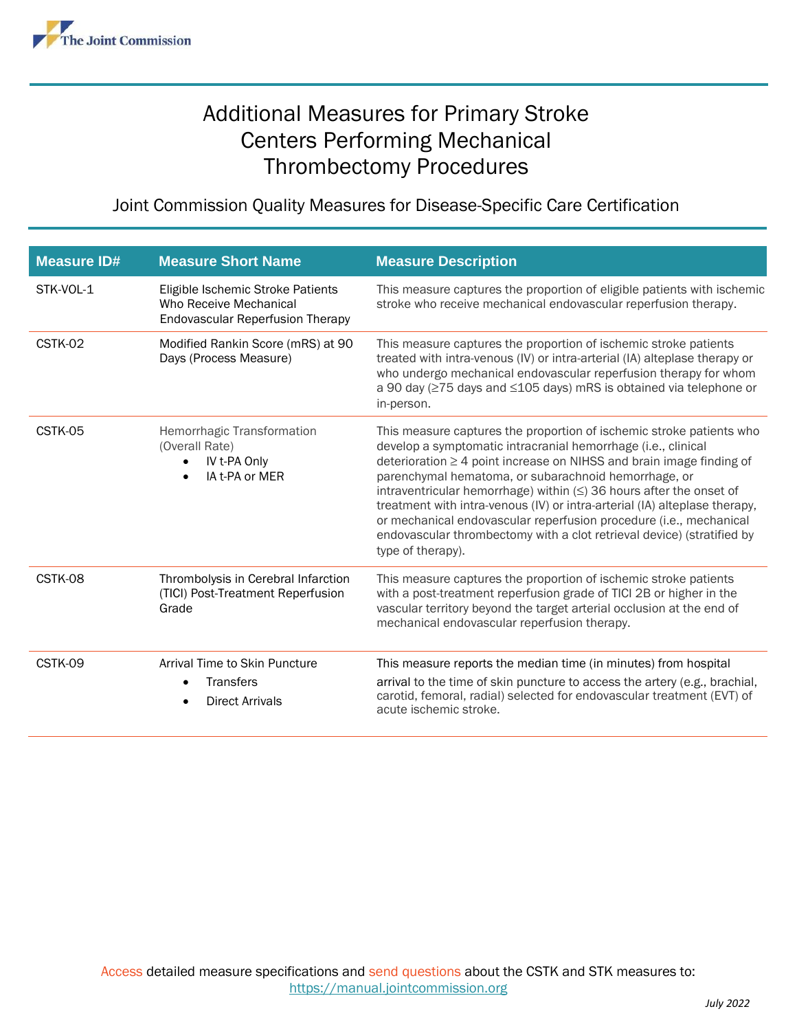# Additional Measures for Primary Stroke Centers Performing Mechanical Thrombectomy Procedures

## Joint Commission Quality Measures for Disease-Specific Care Certification

| Measure ID# | Measure Short Name | Measure Description |
|---|---|---|
| STK-VOL-1 | Eligible Ischemic Stroke Patients Who Receive Mechanical Endovascular Reperfusion Therapy | This measure captures the proportion of eligible patients with ischemic stroke who receive mechanical endovascular reperfusion therapy. |
| CSTK-02 | Modified Rankin Score (mRS) at 90 Days (Process Measure) | This measure captures the proportion of ischemic stroke patients treated with intra-venous (IV) or intra-arterial (IA) alteplase therapy or who undergo mechanical endovascular reperfusion therapy for whom a 90 day (≥75 days and ≤105 days) mRS is obtained via telephone or in-person. |
| CSTK-05 | Hemorrhagic Transformation (Overall Rate)<br>• IV t-PA Only<br>• IA t-PA or MER | This measure captures the proportion of ischemic stroke patients who develop a symptomatic intracranial hemorrhage (i.e., clinical deterioration ≥ 4 point increase on NIHSS and brain image finding of parenchymal hematoma, or subarachnoid hemorrhage, or intraventricular hemorrhage) within (≤) 36 hours after the onset of treatment with intra-venous (IV) or intra-arterial (IA) alteplase therapy, or mechanical endovascular reperfusion procedure (i.e., mechanical endovascular thrombectomy with a clot retrieval device) (stratified by type of therapy). |
| CSTK-08 | Thrombolysis in Cerebral Infarction (TICI) Post-Treatment Reperfusion Grade | This measure captures the proportion of ischemic stroke patients with a post-treatment reperfusion grade of TICI 2B or higher in the vascular territory beyond the target arterial occlusion at the end of mechanical endovascular reperfusion therapy. |
| CSTK-09 | Arrival Time to Skin Puncture<br>• Transfers<br>• Direct Arrivals | This measure reports the median time (in minutes) from hospital arrival to the time of skin puncture to access the artery (e.g., brachial, carotid, femoral, radial) selected for endovascular treatment (EVT) of acute ischemic stroke. |

Access detailed measure specifications and send questions about the CSTK and STK measures to: https://manual.jointcommission.org

*July 2022*